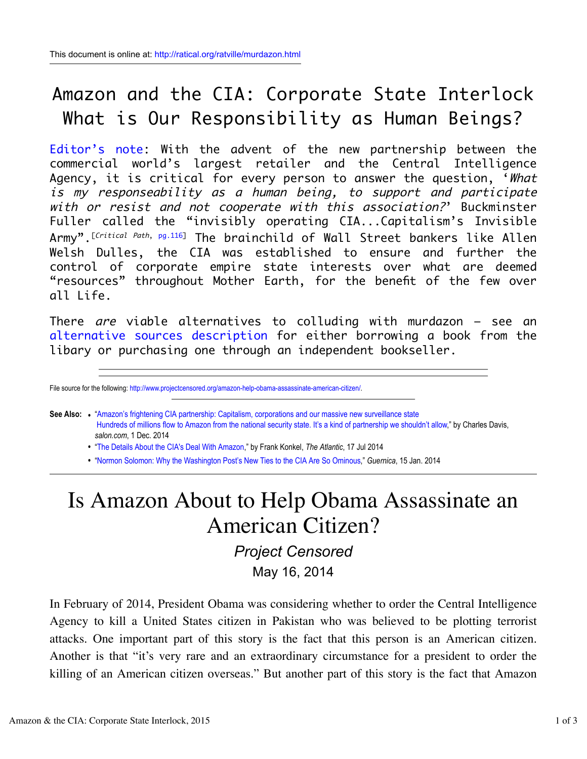This document is online at: http://ratical.org/ratville/murdazon.html

# Amazon and the CIA: Corporate State Interlock
# What is Our Responsibility as Human Beings?

Editor's note: With the advent of the new partnership between the commercial world's largest retailer and the Central Intelligence Agency, it is critical for every person to answer the question, '*What is my responseability as a human being, to support and participate with or resist and not cooperate with this association?*' Buckminster Fuller called the "invisibly operating CIA...Capitalism's Invisible Army".[*Critical Path*, pg.116] The brainchild of Wall Street bankers like Allen Welsh Dulles, the CIA was established to ensure and further the control of corporate empire state interests over what are deemed "resources" throughout Mother Earth, for the benefit of the few over all Life.

There *are* viable alternatives to colluding with murdazon – see an alternative sources description for either borrowing a book from the libary or purchasing one through an independent bookseller.

---

File source for the following: http://www.projectcensored.org/amazon-help-obama-assassinate-american-citizen/.

**See Also:**
- "Amazon's frightening CIA partnership: Capitalism, corporations and our massive new surveillance state Hundreds of millions flow to Amazon from the national security state. It's a kind of partnership we shouldn't allow," by Charles Davis, *salon.com*, 1 Dec. 2014
- "The Details About the CIA's Deal With Amazon," by Frank Konkel, *The Atlantic*, 17 Jul 2014
- "Normon Solomon: Why the Washington Post's New Ties to the CIA Are So Ominous," *Guernica*, 15 Jan. 2014

---

# Is Amazon About to Help Obama Assassinate an American Citizen?

*Project Censored*

May 16, 2014

In February of 2014, President Obama was considering whether to order the Central Intelligence Agency to kill a United States citizen in Pakistan who was believed to be plotting terrorist attacks. One important part of this story is the fact that this person is an American citizen. Another is that "it's very rare and an extraordinary circumstance for a president to order the killing of an American citizen overseas." But another part of this story is the fact that Amazon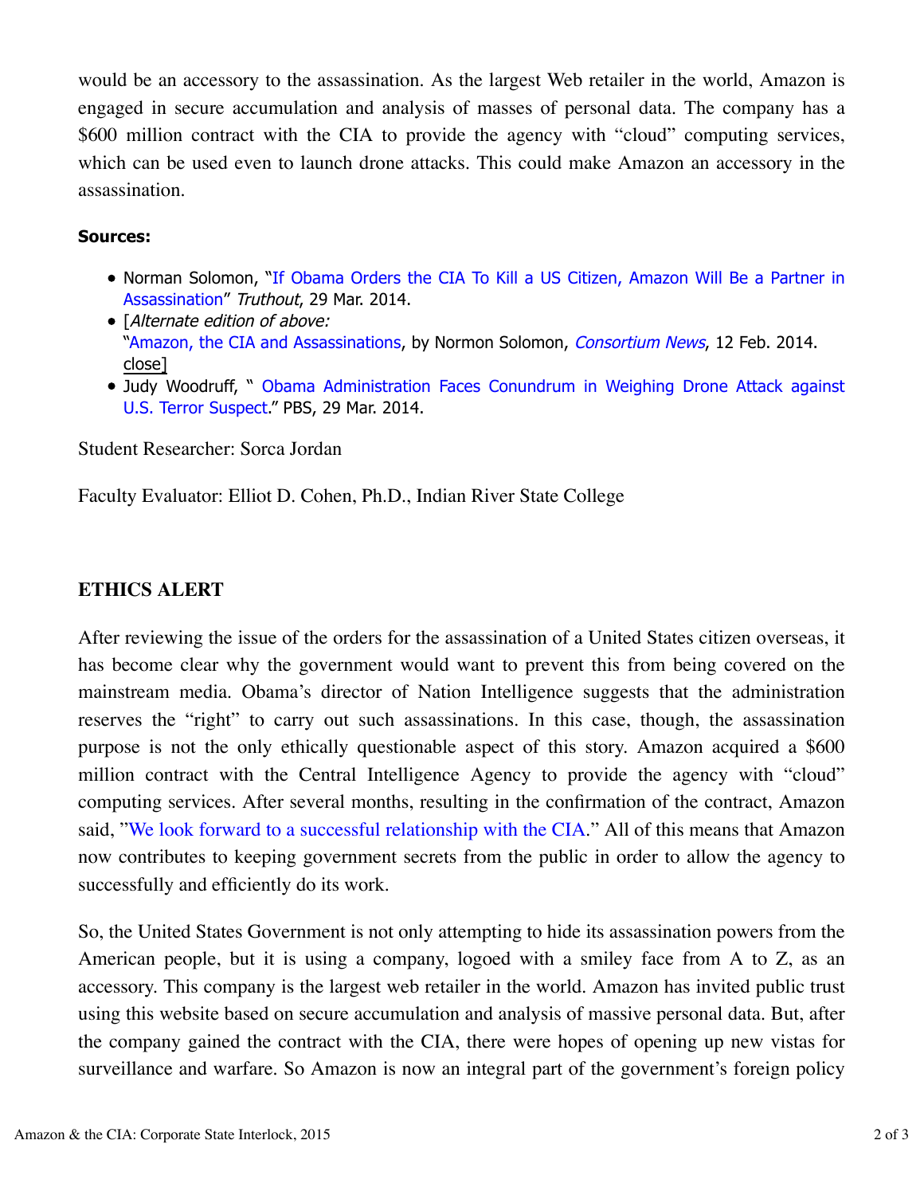would be an accessory to the assassination. As the largest Web retailer in the world, Amazon is engaged in secure accumulation and analysis of masses of personal data. The company has a $600 million contract with the CIA to provide the agency with "cloud" computing services, which can be used even to launch drone attacks. This could make Amazon an accessory in the assassination.

**Sources:**

- Norman Solomon, "If Obama Orders the CIA To Kill a US Citizen, Amazon Will Be a Partner in Assassination" *Truthout*, 29 Mar. 2014.
- [*Alternate edition of above:* "Amazon, the CIA and Assassinations, by Normon Solomon, *Consortium News*, 12 Feb. 2014. close]
- Judy Woodruff, " Obama Administration Faces Conundrum in Weighing Drone Attack against U.S. Terror Suspect." PBS, 29 Mar. 2014.

Student Researcher: Sorca Jordan

Faculty Evaluator: Elliot D. Cohen, Ph.D., Indian River State College

## ETHICS ALERT

After reviewing the issue of the orders for the assassination of a United States citizen overseas, it has become clear why the government would want to prevent this from being covered on the mainstream media. Obama's director of Nation Intelligence suggests that the administration reserves the "right" to carry out such assassinations. In this case, though, the assassination purpose is not the only ethically questionable aspect of this story. Amazon acquired a $600 million contract with the Central Intelligence Agency to provide the agency with "cloud" computing services. After several months, resulting in the confirmation of the contract, Amazon said, "We look forward to a successful relationship with the CIA." All of this means that Amazon now contributes to keeping government secrets from the public in order to allow the agency to successfully and efficiently do its work.

So, the United States Government is not only attempting to hide its assassination powers from the American people, but it is using a company, logoed with a smiley face from A to Z, as an accessory. This company is the largest web retailer in the world. Amazon has invited public trust using this website based on secure accumulation and analysis of massive personal data. But, after the company gained the contract with the CIA, there were hopes of opening up new vistas for surveillance and warfare. So Amazon is now an integral part of the government's foreign policy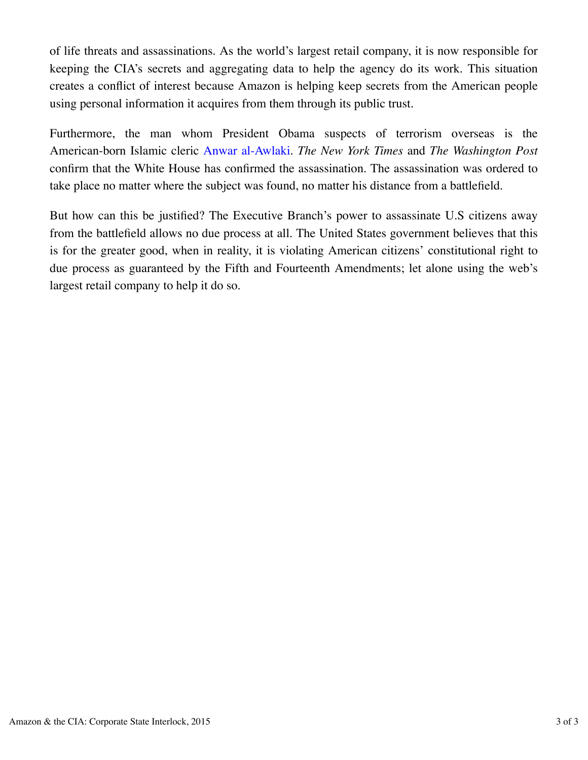of life threats and assassinations. As the world's largest retail company, it is now responsible for keeping the CIA's secrets and aggregating data to help the agency do its work. This situation creates a conflict of interest because Amazon is helping keep secrets from the American people using personal information it acquires from them through its public trust.

Furthermore, the man whom President Obama suspects of terrorism overseas is the American-born Islamic cleric Anwar al-Awlaki. *The New York Times* and *The Washington Post* confirm that the White House has confirmed the assassination. The assassination was ordered to take place no matter where the subject was found, no matter his distance from a battlefield.

But how can this be justified? The Executive Branch's power to assassinate U.S citizens away from the battlefield allows no due process at all. The United States government believes that this is for the greater good, when in reality, it is violating American citizens' constitutional right to due process as guaranteed by the Fifth and Fourteenth Amendments; let alone using the web's largest retail company to help it do so.